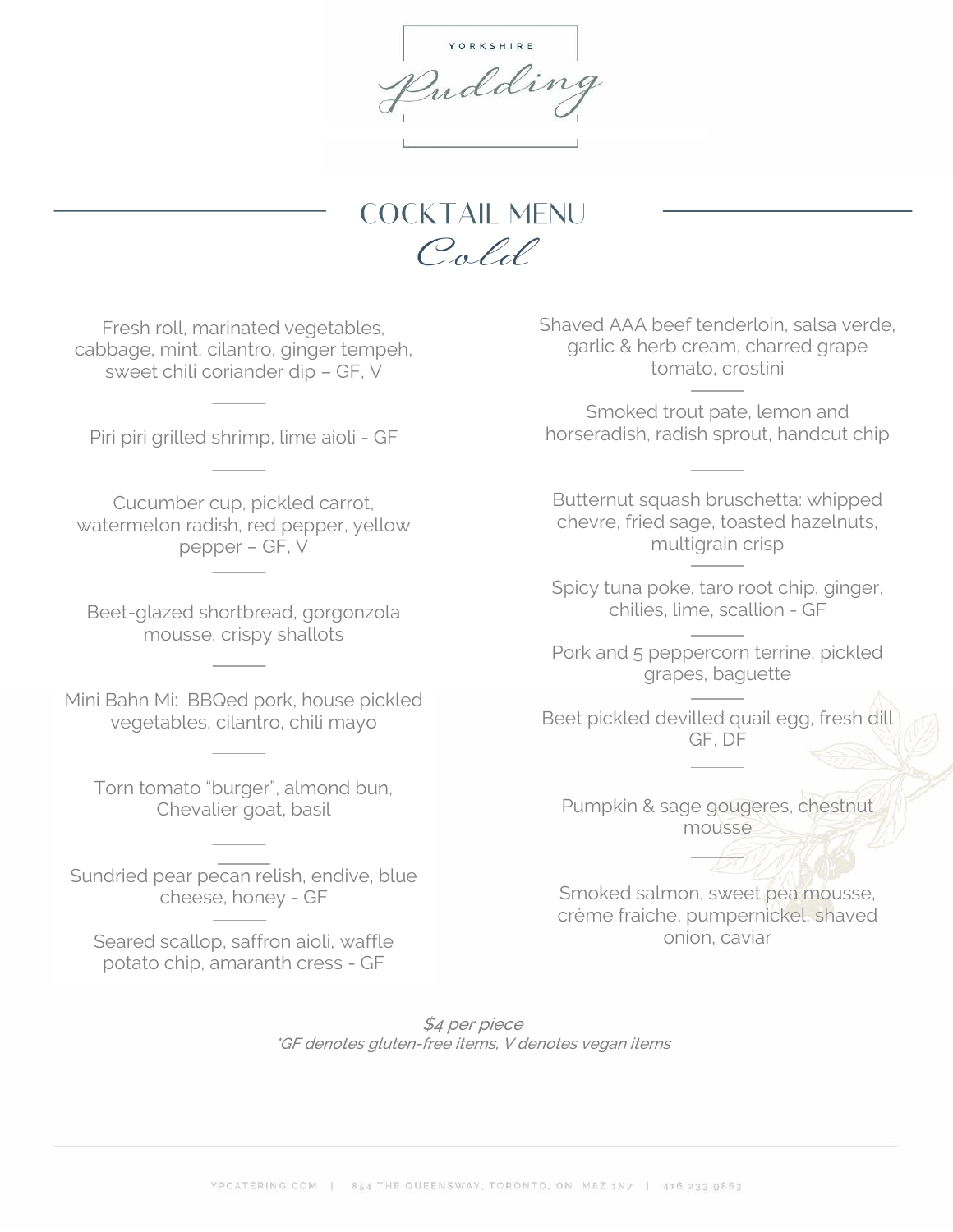YORKSHIRE

*Pudding*

# COCKTAIL MENU

## *Cold*

Fresh roll, marinated vegetables, cabbage, mint, cilantro, ginger tempeh, sweet chili coriander dip – GF, V

---

Piri piri grilled shrimp, lime aioli - GF

---

Cucumber cup, pickled carrot, watermelon radish, red pepper, yellow pepper – GF, V

---

Beet-glazed shortbread, gorgonzola mousse, crispy shallots

---

Mini Bahn Mi: BBQed pork, house pickled vegetables, cilantro, chili mayo

---

Torn tomato "burger", almond bun, Chevalier goat, basil

---

Sundried pear pecan relish, endive, blue cheese, honey - GF

---

Seared scallop, saffron aioli, waffle potato chip, amaranth cress - GF

---

Shaved AAA beef tenderloin, salsa verde, garlic & herb cream, charred grape tomato, crostini

---

Smoked trout pate, lemon and horseradish, radish sprout, handcut chip

---

Butternut squash bruschetta: whipped chevre, fried sage, toasted hazelnuts, multigrain crisp

---

Spicy tuna poke, taro root chip, ginger, chilies, lime, scallion - GF

---

Pork and 5 peppercorn terrine, pickled grapes, baguette

---

Beet pickled devilled quail egg, fresh dill GF, DF

---

Pumpkin & sage gougeres, chestnut mousse

---

Smoked salmon, sweet pea mousse, crème fraiche, pumpernickel, shaved onion, caviar

*$4 per piece*

*\*GF denotes gluten-free items, V denotes vegan items*

YPCATERING.COM | 854 THE QUEENSWAY, TORONTO, ON M8Z 1N7 | 416 233 9863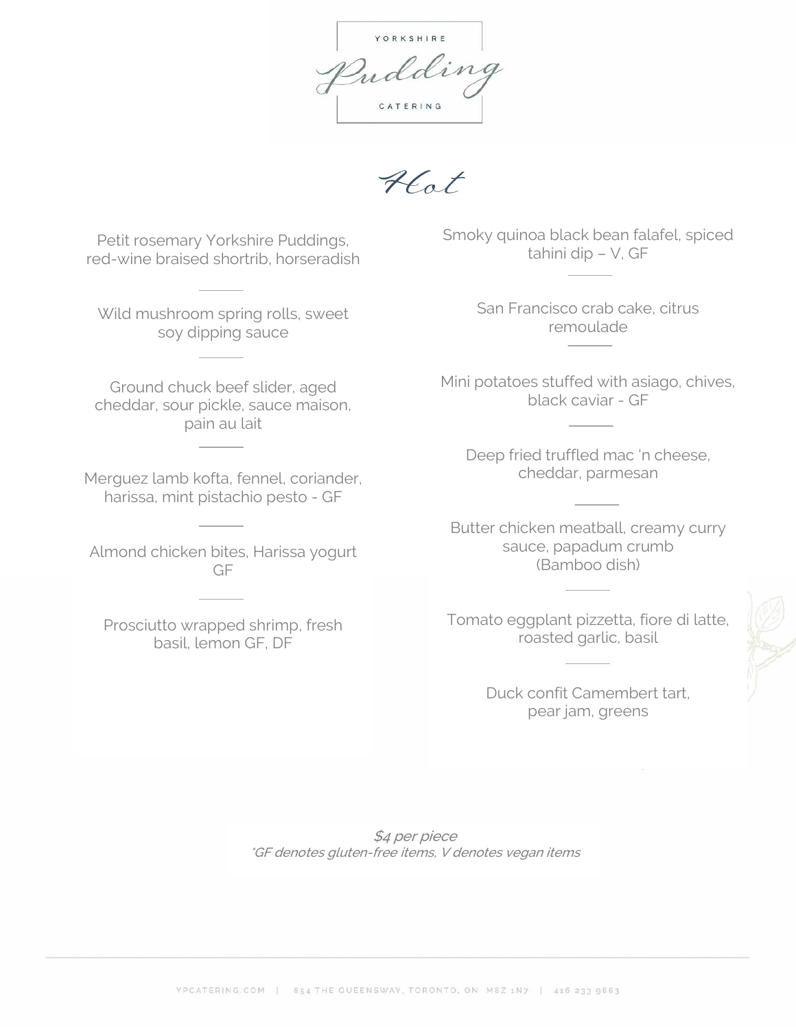YORKSHIRE

Pudding

CATERING

# Hot

Petit rosemary Yorkshire Puddings, red-wine braised shortrib, horseradish

Wild mushroom spring rolls, sweet soy dipping sauce

Ground chuck beef slider, aged cheddar, sour pickle, sauce maison, pain au lait

Merguez lamb kofta, fennel, coriander, harissa, mint pistachio pesto - GF

Almond chicken bites, Harissa yogurt GF

Prosciutto wrapped shrimp, fresh basil, lemon GF, DF

Smoky quinoa black bean falafel, spiced tahini dip – V, GF

San Francisco crab cake, citrus remoulade

Mini potatoes stuffed with asiago, chives, black caviar - GF

Deep fried truffled mac 'n cheese, cheddar, parmesan

Butter chicken meatball, creamy curry sauce, papadum crumb (Bamboo dish)

Tomato eggplant pizzetta, fiore di latte, roasted garlic, basil

Duck confit Camembert tart, pear jam, greens

*$4 per piece*
*\*GF denotes gluten-free items, V denotes vegan items*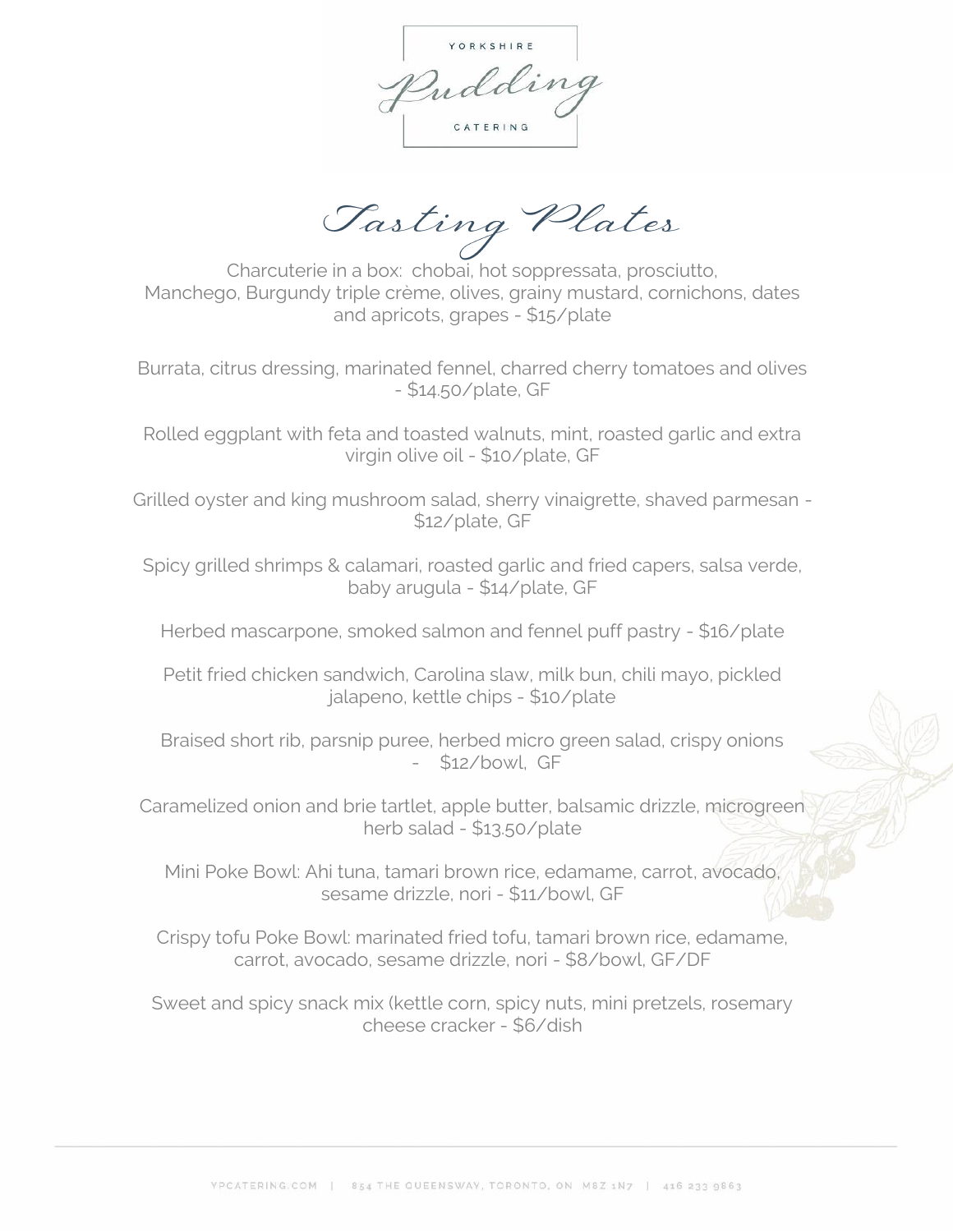YORKSHIRE

*Pudding*

CATERING

# *Tasting Plates*

Charcuterie in a box: chobai, hot soppressata, prosciutto, Manchego, Burgundy triple crème, olives, grainy mustard, cornichons, dates and apricots, grapes - $15/plate

Burrata, citrus dressing, marinated fennel, charred cherry tomatoes and olives - $14.50/plate, GF

Rolled eggplant with feta and toasted walnuts, mint, roasted garlic and extra virgin olive oil - $10/plate, GF

Grilled oyster and king mushroom salad, sherry vinaigrette, shaved parmesan - $12/plate, GF

Spicy grilled shrimps & calamari, roasted garlic and fried capers, salsa verde, baby arugula - $14/plate, GF

Herbed mascarpone, smoked salmon and fennel puff pastry - $16/plate

Petit fried chicken sandwich, Carolina slaw, milk bun, chili mayo, pickled jalapeno, kettle chips - $10/plate

Braised short rib, parsnip puree, herbed micro green salad, crispy onions - $12/bowl, GF

Caramelized onion and brie tartlet, apple butter, balsamic drizzle, microgreen herb salad - $13.50/plate

Mini Poke Bowl: Ahi tuna, tamari brown rice, edamame, carrot, avocado, sesame drizzle, nori - $11/bowl, GF

Crispy tofu Poke Bowl: marinated fried tofu, tamari brown rice, edamame, carrot, avocado, sesame drizzle, nori - $8/bowl, GF/DF

Sweet and spicy snack mix (kettle corn, spicy nuts, mini pretzels, rosemary cheese cracker - $6/dish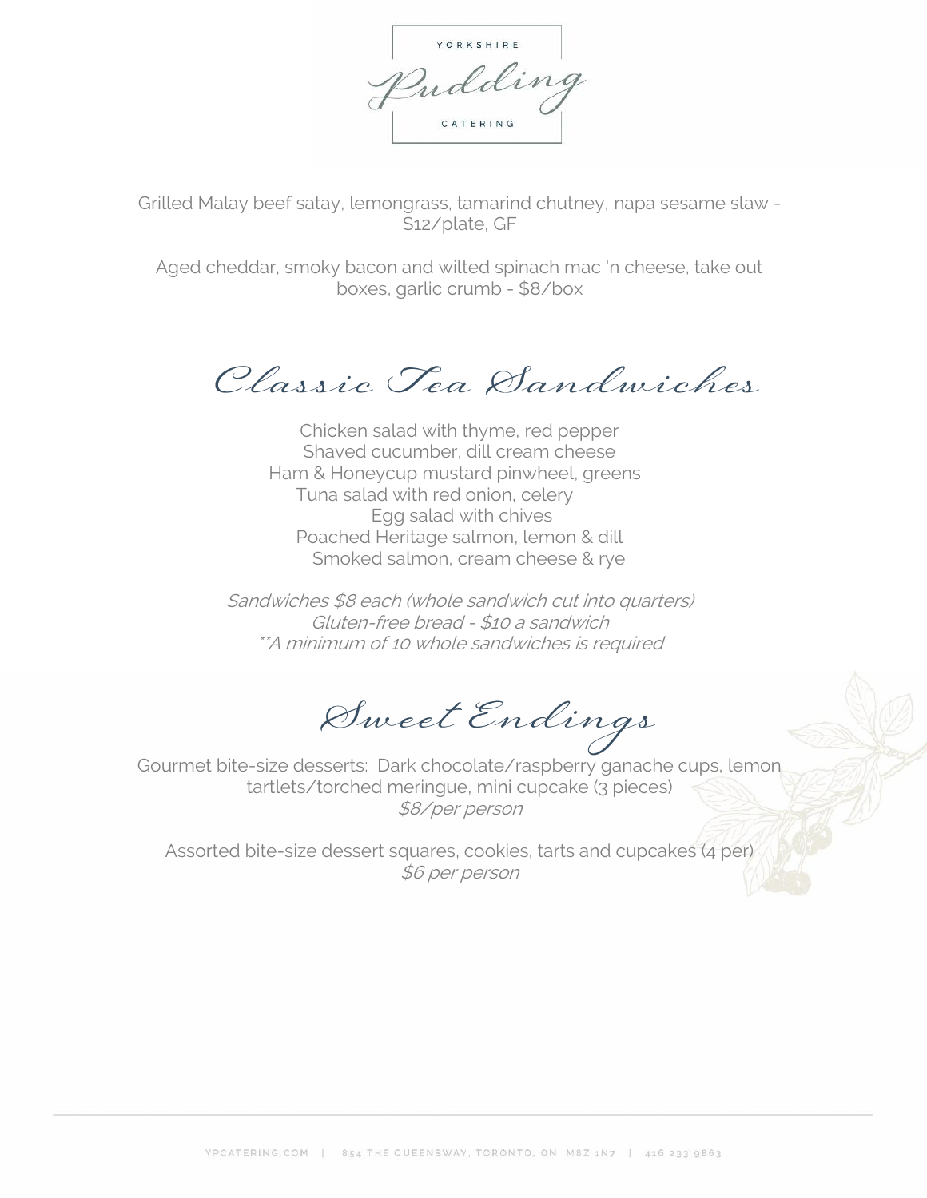Grilled Malay beef satay, lemongrass, tamarind chutney, napa sesame slaw - $12/plate, GF

Aged cheddar, smoky bacon and wilted spinach mac 'n cheese, take out boxes, garlic crumb - $8/box

## Classic Tea Sandwiches

Chicken salad with thyme, red pepper
Shaved cucumber, dill cream cheese
Ham & Honeycup mustard pinwheel, greens
Tuna salad with red onion, celery
Egg salad with chives
Poached Heritage salmon, lemon & dill
Smoked salmon, cream cheese & rye

*Sandwiches $8 each (whole sandwich cut into quarters)*
*Gluten-free bread - $10 a sandwich*
*\*\*A minimum of 10 whole sandwiches is required*

## Sweet Endings

Gourmet bite-size desserts: Dark chocolate/raspberry ganache cups, lemon tartlets/torched meringue, mini cupcake (3 pieces)
*$8/per person*

Assorted bite-size dessert squares, cookies, tarts and cupcakes (4 per)
*$6 per person*